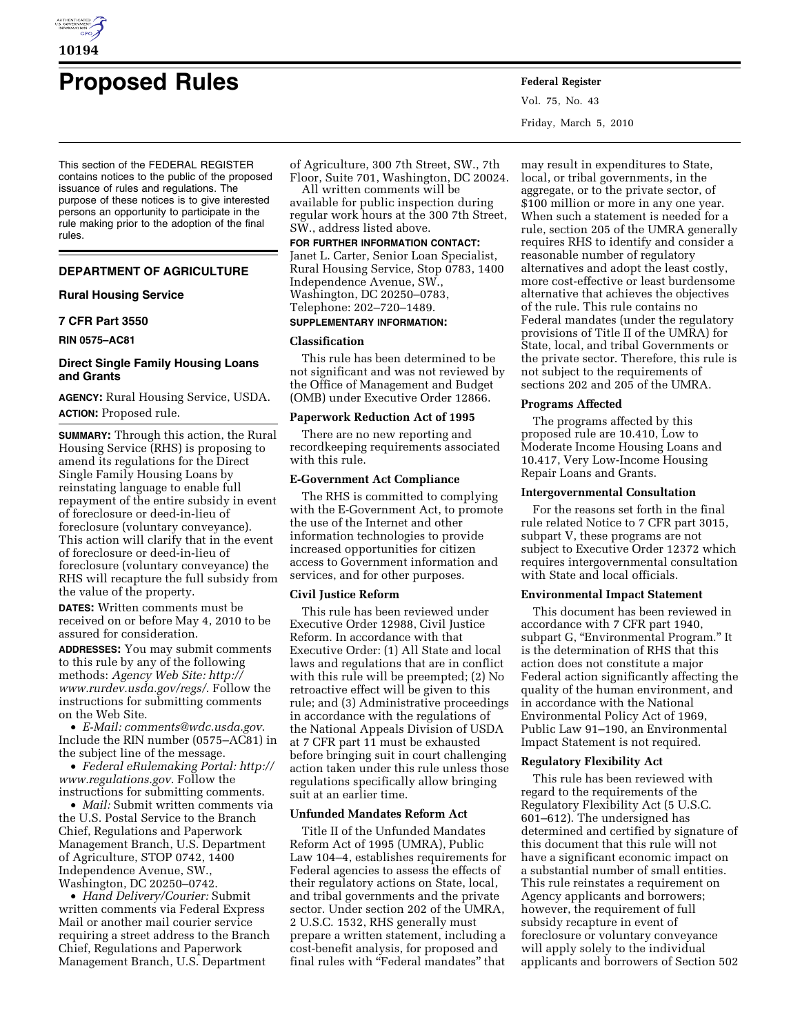# Proposed Rules

This section of the FEDERAL REGISTER contains notices to the public of the proposed issuance of rules and regulations. The purpose of these notices is to give interested persons an opportunity to participate in the rule making prior to the adoption of the final rules.

## DEPARTMENT OF AGRICULTURE

### Rural Housing Service

### 7 CFR Part 3550

**RIN 0575–AC81**

### Direct Single Family Housing Loans and Grants

**AGENCY:** Rural Housing Service, USDA.

**ACTION:** Proposed rule.

**SUMMARY:** Through this action, the Rural Housing Service (RHS) is proposing to amend its regulations for the Direct Single Family Housing Loans by reinstating language to enable full repayment of the entire subsidy in event of foreclosure or deed-in-lieu of foreclosure (voluntary conveyance). This action will clarify that in the event of foreclosure or deed-in-lieu of foreclosure (voluntary conveyance) the RHS will recapture the full subsidy from the value of the property.

**DATES:** Written comments must be received on or before May 4, 2010 to be assured for consideration.

**ADDRESSES:** You may submit comments to this rule by any of the following methods: *Agency Web Site: http://www.rurdev.usda.gov/regs/*. Follow the instructions for submitting comments on the Web Site.

- *E-Mail: comments@wdc.usda.gov*. Include the RIN number (0575–AC81) in the subject line of the message.
- *Federal eRulemaking Portal: http://www.regulations.gov*. Follow the instructions for submitting comments.
- *Mail:* Submit written comments via the U.S. Postal Service to the Branch Chief, Regulations and Paperwork Management Branch, U.S. Department of Agriculture, STOP 0742, 1400 Independence Avenue, SW., Washington, DC 20250–0742.
- *Hand Delivery/Courier:* Submit written comments via Federal Express Mail or another mail courier service requiring a street address to the Branch Chief, Regulations and Paperwork Management Branch, U.S. Department of Agriculture, 300 7th Street, SW., 7th Floor, Suite 701, Washington, DC 20024.

All written comments will be available for public inspection during regular work hours at the 300 7th Street, SW., address listed above.

**FOR FURTHER INFORMATION CONTACT:** Janet L. Carter, Senior Loan Specialist, Rural Housing Service, Stop 0783, 1400 Independence Avenue, SW., Washington, DC 20250–0783, Telephone: 202–720–1489.

**SUPPLEMENTARY INFORMATION:**

**Classification**

This rule has been determined to be not significant and was not reviewed by the Office of Management and Budget (OMB) under Executive Order 12866.

**Paperwork Reduction Act of 1995**

There are no new reporting and recordkeeping requirements associated with this rule.

**E-Government Act Compliance**

The RHS is committed to complying with the E-Government Act, to promote the use of the Internet and other information technologies to provide increased opportunities for citizen access to Government information and services, and for other purposes.

**Civil Justice Reform**

This rule has been reviewed under Executive Order 12988, Civil Justice Reform. In accordance with that Executive Order: (1) All State and local laws and regulations that are in conflict with this rule will be preempted; (2) No retroactive effect will be given to this rule; and (3) Administrative proceedings in accordance with the regulations of the National Appeals Division of USDA at 7 CFR part 11 must be exhausted before bringing suit in court challenging action taken under this rule unless those regulations specifically allow bringing suit at an earlier time.

**Unfunded Mandates Reform Act**

Title II of the Unfunded Mandates Reform Act of 1995 (UMRA), Public Law 104–4, establishes requirements for Federal agencies to assess the effects of their regulatory actions on State, local, and tribal governments and the private sector. Under section 202 of the UMRA, 2 U.S.C. 1532, RHS generally must prepare a written statement, including a cost-benefit analysis, for proposed and final rules with "Federal mandates" that may result in expenditures to State, local, or tribal governments, in the aggregate, or to the private sector, of $100 million or more in any one year. When such a statement is needed for a rule, section 205 of the UMRA generally requires RHS to identify and consider a reasonable number of regulatory alternatives and adopt the least costly, more cost-effective or least burdensome alternative that achieves the objectives of the rule. This rule contains no Federal mandates (under the regulatory provisions of Title II of the UMRA) for State, local, and tribal Governments or the private sector. Therefore, this rule is not subject to the requirements of sections 202 and 205 of the UMRA.

**Programs Affected**

The programs affected by this proposed rule are 10.410, Low to Moderate Income Housing Loans and 10.417, Very Low-Income Housing Repair Loans and Grants.

**Intergovernmental Consultation**

For the reasons set forth in the final rule related Notice to 7 CFR part 3015, subpart V, these programs are not subject to Executive Order 12372 which requires intergovernmental consultation with State and local officials.

**Environmental Impact Statement**

This document has been reviewed in accordance with 7 CFR part 1940, subpart G, "Environmental Program." It is the determination of RHS that this action does not constitute a major Federal action significantly affecting the quality of the human environment, and in accordance with the National Environmental Policy Act of 1969, Public Law 91–190, an Environmental Impact Statement is not required.

**Regulatory Flexibility Act**

This rule has been reviewed with regard to the requirements of the Regulatory Flexibility Act (5 U.S.C. 601–612). The undersigned has determined and certified by signature of this document that this rule will not have a significant economic impact on a substantial number of small entities. This rule reinstates a requirement on Agency applicants and borrowers; however, the requirement of full subsidy recapture in event of foreclosure or voluntary conveyance will apply solely to the individual applicants and borrowers of Section 502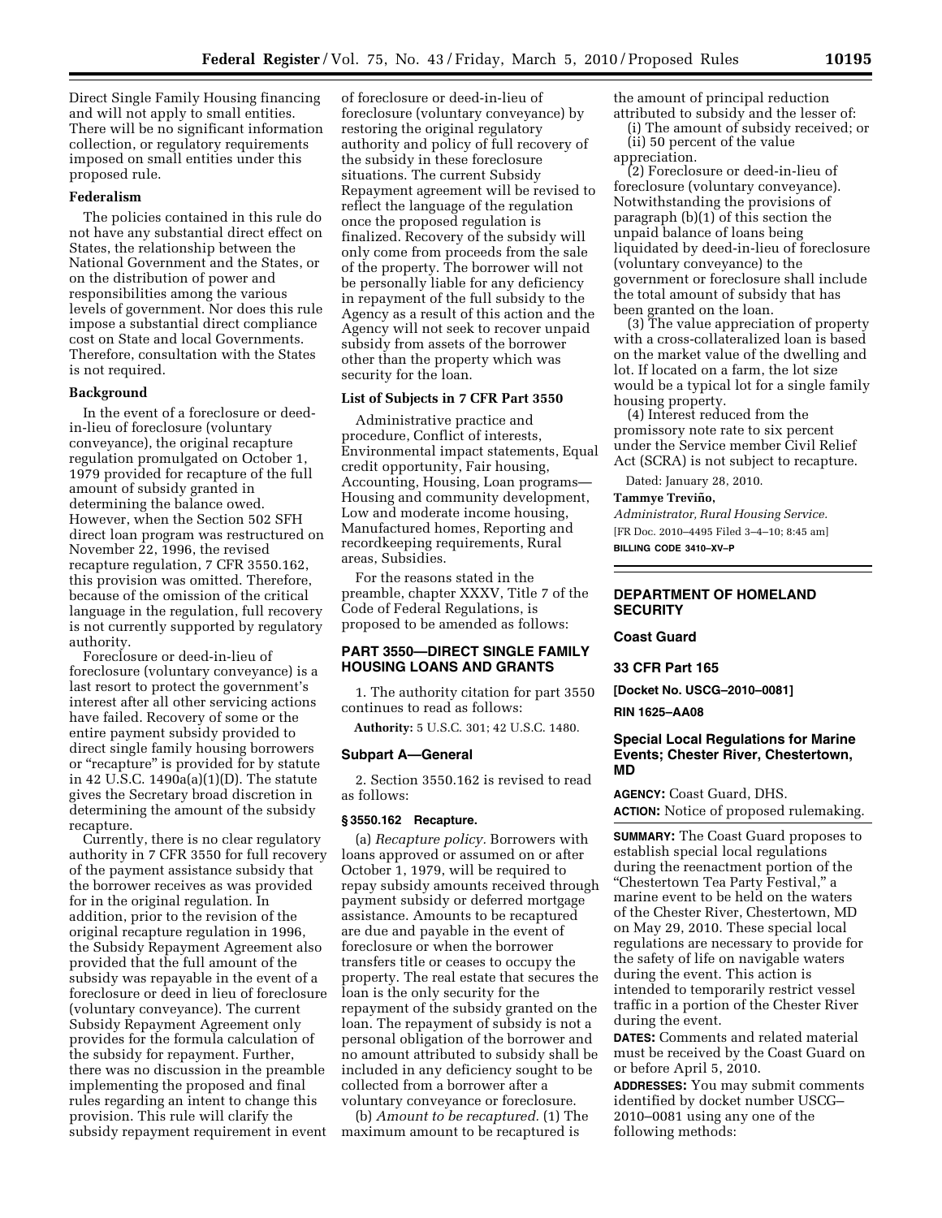Direct Single Family Housing financing and will not apply to small entities. There will be no significant information collection, or regulatory requirements imposed on small entities under this proposed rule.

### Federalism

The policies contained in this rule do not have any substantial direct effect on States, the relationship between the National Government and the States, or on the distribution of power and responsibilities among the various levels of government. Nor does this rule impose a substantial direct compliance cost on State and local Governments. Therefore, consultation with the States is not required.

### Background

In the event of a foreclosure or deed-in-lieu of foreclosure (voluntary conveyance), the original recapture regulation promulgated on October 1, 1979 provided for recapture of the full amount of subsidy granted in determining the balance owed. However, when the Section 502 SFH direct loan program was restructured on November 22, 1996, the revised recapture regulation, 7 CFR 3550.162, this provision was omitted. Therefore, because of the omission of the critical language in the regulation, full recovery is not currently supported by regulatory authority.

Foreclosure or deed-in-lieu of foreclosure (voluntary conveyance) is a last resort to protect the government's interest after all other servicing actions have failed. Recovery of some or the entire payment subsidy provided to direct single family housing borrowers or "recapture" is provided for by statute in 42 U.S.C. 1490a(a)(1)(D). The statute gives the Secretary broad discretion in determining the amount of the subsidy recapture.

Currently, there is no clear regulatory authority in 7 CFR 3550 for full recovery of the payment assistance subsidy that the borrower receives as was provided for in the original regulation. In addition, prior to the revision of the original recapture regulation in 1996, the Subsidy Repayment Agreement also provided that the full amount of the subsidy was repayable in the event of a foreclosure or deed in lieu of foreclosure (voluntary conveyance). The current Subsidy Repayment Agreement only provides for the formula calculation of the subsidy for repayment. Further, there was no discussion in the preamble implementing the proposed and final rules regarding an intent to change this provision. This rule will clarify the subsidy repayment requirement in event of foreclosure or deed-in-lieu of foreclosure (voluntary conveyance) by restoring the original regulatory authority and policy of full recovery of the subsidy in these foreclosure situations. The current Subsidy Repayment agreement will be revised to reflect the language of the regulation once the proposed regulation is finalized. Recovery of the subsidy will only come from proceeds from the sale of the property. The borrower will not be personally liable for any deficiency in repayment of the full subsidy to the Agency as a result of this action and the Agency will not seek to recover unpaid subsidy from assets of the borrower other than the property which was security for the loan.

### List of Subjects in 7 CFR Part 3550

Administrative practice and procedure, Conflict of interests, Environmental impact statements, Equal credit opportunity, Fair housing, Accounting, Housing, Loan programs—Housing and community development, Low and moderate income housing, Manufactured homes, Reporting and recordkeeping requirements, Rural areas, Subsidies.

For the reasons stated in the preamble, chapter XXXV, Title 7 of the Code of Federal Regulations, is proposed to be amended as follows:

## PART 3550—DIRECT SINGLE FAMILY HOUSING LOANS AND GRANTS

1. The authority citation for part 3550 continues to read as follows:

**Authority:** 5 U.S.C. 301; 42 U.S.C. 1480.

### Subpart A—General

2. Section 3550.162 is revised to read as follows:

#### § 3550.162 Recapture.

(a) *Recapture policy.* Borrowers with loans approved or assumed on or after October 1, 1979, will be required to repay subsidy amounts received through payment subsidy or deferred mortgage assistance. Amounts to be recaptured are due and payable in the event of foreclosure or when the borrower transfers title or ceases to occupy the property. The real estate that secures the loan is the only security for the repayment of the subsidy granted on the loan. The repayment of subsidy is not a personal obligation of the borrower and no amount attributed to subsidy shall be included in any deficiency sought to be collected from a borrower after a voluntary conveyance or foreclosure.

(b) *Amount to be recaptured.* (1) The maximum amount to be recaptured is the amount of principal reduction attributed to subsidy and the lesser of:

(i) The amount of subsidy received; or

(ii) 50 percent of the value appreciation.

(2) Foreclosure or deed-in-lieu of foreclosure (voluntary conveyance). Notwithstanding the provisions of paragraph (b)(1) of this section the unpaid balance of loans being liquidated by deed-in-lieu of foreclosure (voluntary conveyance) to the government or foreclosure shall include the total amount of subsidy that has been granted on the loan.

(3) The value appreciation of property with a cross-collateralized loan is based on the market value of the dwelling and lot. If located on a farm, the lot size would be a typical lot for a single family housing property.

(4) Interest reduced from the promissory note rate to six percent under the Service member Civil Relief Act (SCRA) is not subject to recapture.

Dated: January 28, 2010.

**Tammye Treviño,**

*Administrator, Rural Housing Service.*

[FR Doc. 2010–4495 Filed 3–4–10; 8:45 am]

**BILLING CODE 3410–XV–P**

## DEPARTMENT OF HOMELAND SECURITY

### Coast Guard

### 33 CFR Part 165

**[Docket No. USCG–2010–0081]**

**RIN 1625–AA08**

### Special Local Regulations for Marine Events; Chester River, Chestertown, MD

**AGENCY:** Coast Guard, DHS.

**ACTION:** Notice of proposed rulemaking.

**SUMMARY:** The Coast Guard proposes to establish special local regulations during the reenactment portion of the "Chestertown Tea Party Festival," a marine event to be held on the waters of the Chester River, Chestertown, MD on May 29, 2010. These special local regulations are necessary to provide for the safety of life on navigable waters during the event. This action is intended to temporarily restrict vessel traffic in a portion of the Chester River during the event.

**DATES:** Comments and related material must be received by the Coast Guard on or before April 5, 2010.

**ADDRESSES:** You may submit comments identified by docket number USCG–2010–0081 using any one of the following methods: